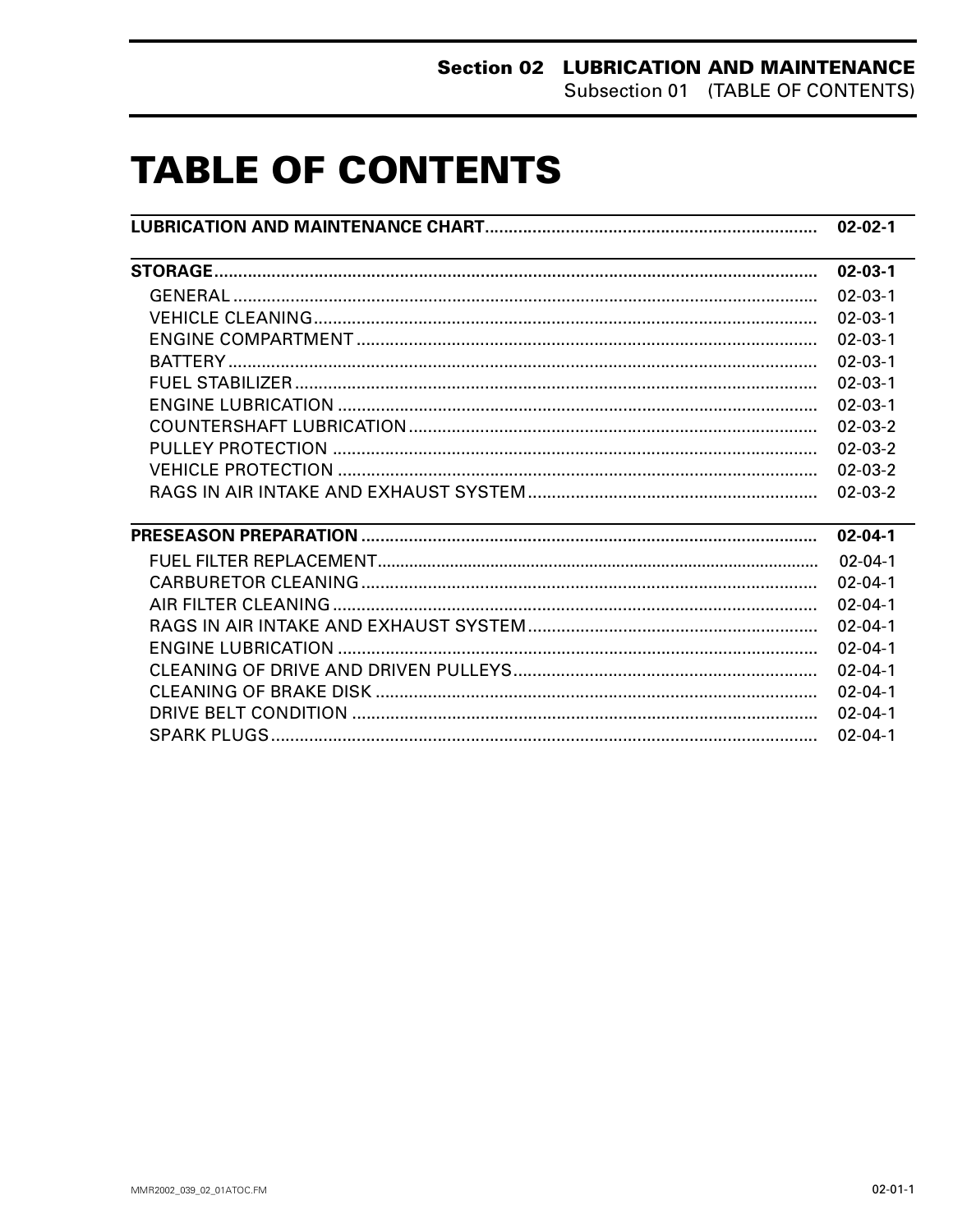# TABLE OF CONTENTS

| | |
|---|---|
| **LUBRICATION AND MAINTENANCE CHART** | **02-02-1** |
| **STORAGE** | **02-03-1** |
| GENERAL | 02-03-1 |
| VEHICLE CLEANING | 02-03-1 |
| ENGINE COMPARTMENT | 02-03-1 |
| BATTERY | 02-03-1 |
| FUEL STABILIZER | 02-03-1 |
| ENGINE LUBRICATION | 02-03-1 |
| COUNTERSHAFT LUBRICATION | 02-03-2 |
| PULLEY PROTECTION | 02-03-2 |
| VEHICLE PROTECTION | 02-03-2 |
| RAGS IN AIR INTAKE AND EXHAUST SYSTEM | 02-03-2 |
| **PRESEASON PREPARATION** | **02-04-1** |
| FUEL FILTER REPLACEMENT | 02-04-1 |
| CARBURETOR CLEANING | 02-04-1 |
| AIR FILTER CLEANING | 02-04-1 |
| RAGS IN AIR INTAKE AND EXHAUST SYSTEM | 02-04-1 |
| ENGINE LUBRICATION | 02-04-1 |
| CLEANING OF DRIVE AND DRIVEN PULLEYS | 02-04-1 |
| CLEANING OF BRAKE DISK | 02-04-1 |
| DRIVE BELT CONDITION | 02-04-1 |
| SPARK PLUGS | 02-04-1 |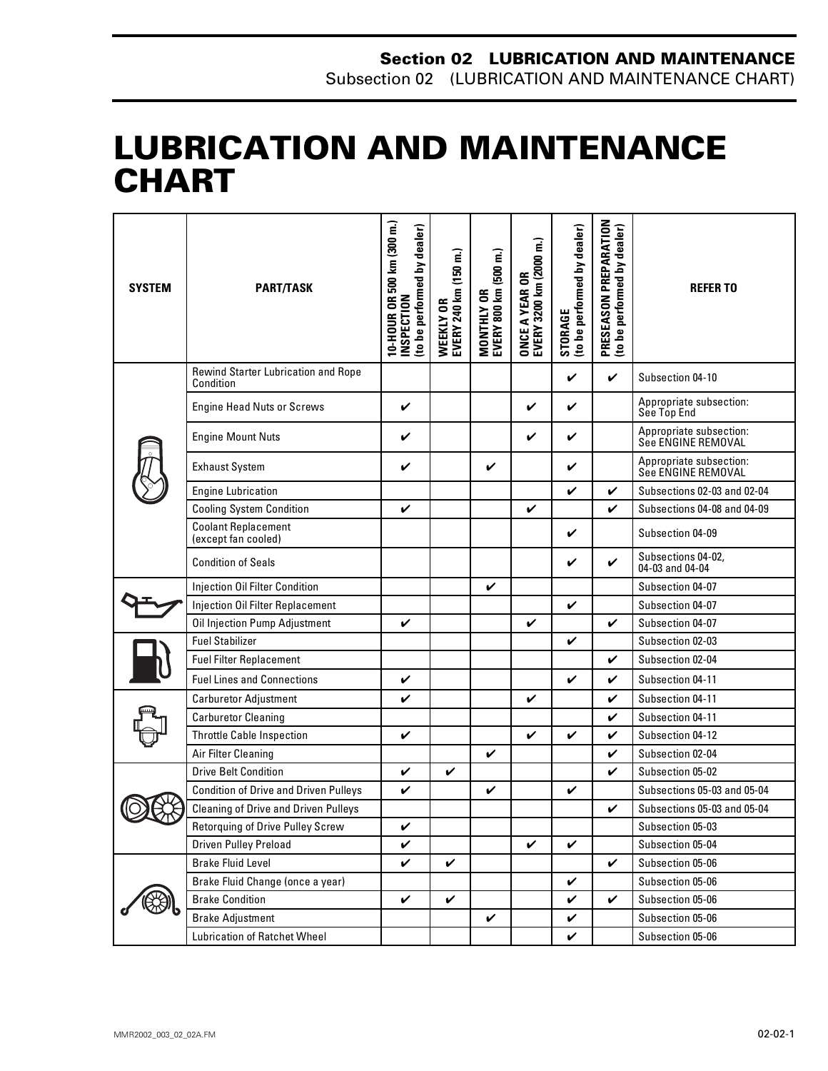## Section 02 LUBRICATION AND MAINTENANCE
Subsection 02 (LUBRICATION AND MAINTENANCE CHART)

# LUBRICATION AND MAINTENANCE CHART

| SYSTEM | PART/TASK | 10-HOUR OR 500 km (300 m.) INSPECTION (to be performed by dealer) | WEEKLY OR EVERY 240 km (150 m.) | MONTHLY OR EVERY 800 km (500 m.) | ONCE A YEAR OR EVERY 3200 km (2000 m.) | STORAGE (to be performed by dealer) | PRESEASON PREPARATION (to be performed by dealer) | REFER TO |
|---|---|---|---|---|---|---|---|---|
| | Rewind Starter Lubrication and Rope Condition | | | | | ✔ | ✔ | Subsection 04-10 |
| | Engine Head Nuts or Screws | ✔ | | | ✔ | ✔ | | Appropriate subsection: See Top End |
| | Engine Mount Nuts | ✔ | | | ✔ | ✔ | | Appropriate subsection: See ENGINE REMOVAL |
| | Exhaust System | ✔ | | ✔ | | ✔ | | Appropriate subsection: See ENGINE REMOVAL |
| | Engine Lubrication | | | | | ✔ | ✔ | Subsections 02-03 and 02-04 |
| | Cooling System Condition | ✔ | | | ✔ | | ✔ | Subsections 04-08 and 04-09 |
| | Coolant Replacement (except fan cooled) | | | | | ✔ | | Subsection 04-09 |
| | Condition of Seals | | | | | ✔ | ✔ | Subsections 04-02, 04-03 and 04-04 |
| | Injection Oil Filter Condition | | | ✔ | | | | Subsection 04-07 |
| | Injection Oil Filter Replacement | | | | | ✔ | | Subsection 04-07 |
| | Oil Injection Pump Adjustment | ✔ | | | ✔ | | ✔ | Subsection 04-07 |
| | Fuel Stabilizer | | | | | ✔ | | Subsection 02-03 |
| | Fuel Filter Replacement | | | | | | ✔ | Subsection 02-04 |
| | Fuel Lines and Connections | ✔ | | | | ✔ | ✔ | Subsection 04-11 |
| | Carburetor Adjustment | ✔ | | | ✔ | | ✔ | Subsection 04-11 |
| | Carburetor Cleaning | | | | | | ✔ | Subsection 04-11 |
| | Throttle Cable Inspection | ✔ | | | ✔ | ✔ | ✔ | Subsection 04-12 |
| | Air Filter Cleaning | | | ✔ | | | ✔ | Subsection 02-04 |
| | Drive Belt Condition | ✔ | ✔ | | | | ✔ | Subsection 05-02 |
| | Condition of Drive and Driven Pulleys | ✔ | | ✔ | | ✔ | | Subsections 05-03 and 05-04 |
| | Cleaning of Drive and Driven Pulleys | | | | | | ✔ | Subsections 05-03 and 05-04 |
| | Retorquing of Drive Pulley Screw | ✔ | | | | | | Subsection 05-03 |
| | Driven Pulley Preload | ✔ | | | ✔ | ✔ | | Subsection 05-04 |
| | Brake Fluid Level | ✔ | ✔ | | | | ✔ | Subsection 05-06 |
| | Brake Fluid Change (once a year) | | | | | ✔ | | Subsection 05-06 |
| | Brake Condition | ✔ | ✔ | | | ✔ | ✔ | Subsection 05-06 |
| | Brake Adjustment | | | ✔ | | ✔ | | Subsection 05-06 |
| | Lubrication of Ratchet Wheel | | | | | ✔ | | Subsection 05-06 |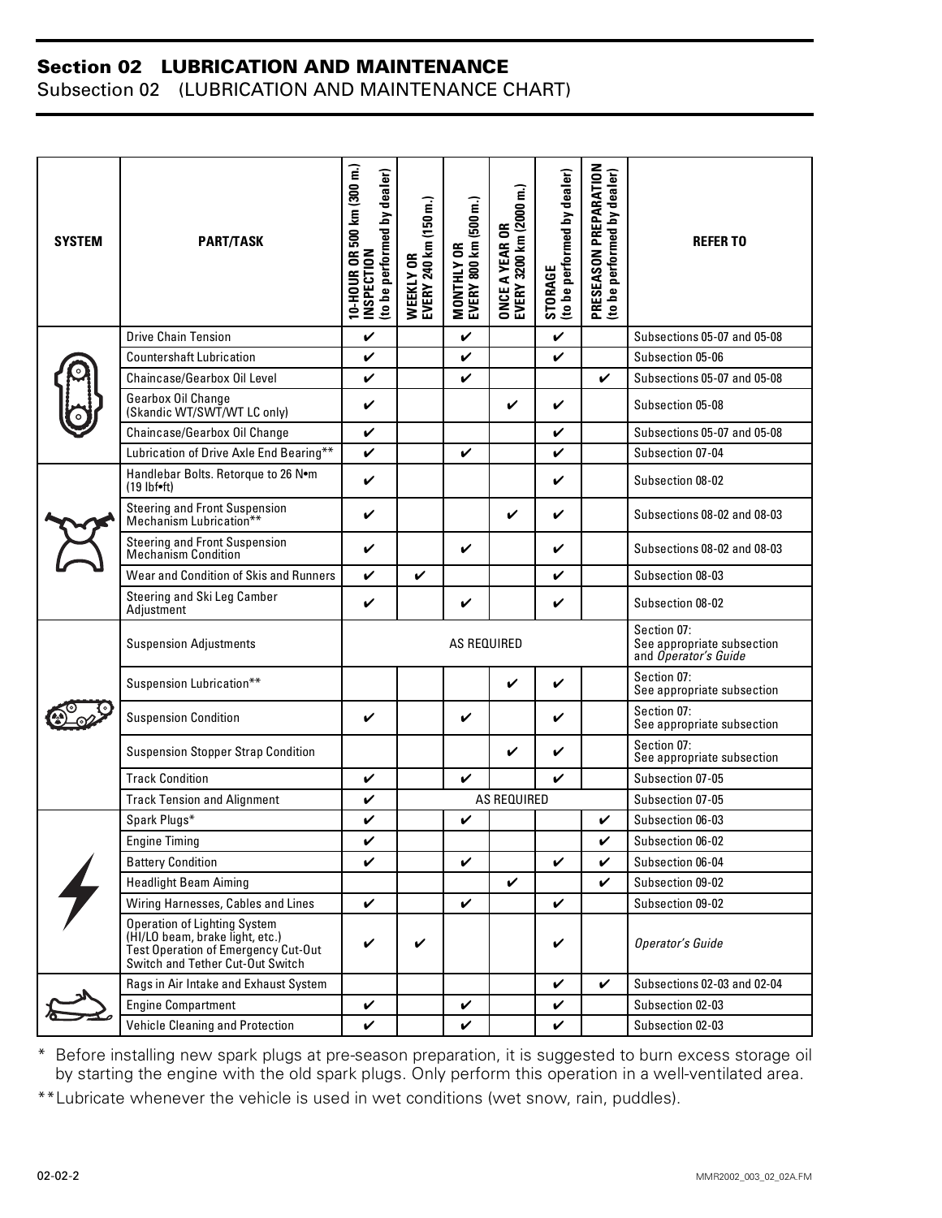# Section 02 LUBRICATION AND MAINTENANCE

## Subsection 02 (LUBRICATION AND MAINTENANCE CHART)

| SYSTEM | PART/TASK | 10-HOUR OR 500 km (300 m.) INSPECTION (to be performed by dealer) | WEEKLY OR EVERY 240 km (150 m.) | MONTHLY OR EVERY 800 km (500 m.) | ONCE A YEAR OR EVERY 3200 km (2000 m.) | STORAGE (to be performed by dealer) | PRESEASON PREPARATION (to be performed by dealer) | REFER TO |
|---|---|---|---|---|---|---|---|---|
| | Drive Chain Tension | ✔ | | ✔ | | ✔ | | Subsections 05-07 and 05-08 |
| | Countershaft Lubrication | ✔ | | ✔ | | ✔ | | Subsection 05-06 |
| | Chaincase/Gearbox Oil Level | ✔ | | ✔ | | | ✔ | Subsections 05-07 and 05-08 |
| | Gearbox Oil Change (Skandic WT/SWT/WT LC only) | ✔ | | | ✔ | ✔ | | Subsection 05-08 |
| | Chaincase/Gearbox Oil Change | ✔ | | | | ✔ | | Subsections 05-07 and 05-08 |
| | Lubrication of Drive Axle End Bearing** | ✔ | | ✔ | | ✔ | | Subsection 07-04 |
| | Handlebar Bolts. Retorque to 26 N•m (19 lbf•ft) | ✔ | | | | ✔ | | Subsection 08-02 |
| | Steering and Front Suspension Mechanism Lubrication** | ✔ | | | ✔ | ✔ | | Subsections 08-02 and 08-03 |
| | Steering and Front Suspension Mechanism Condition | ✔ | | ✔ | | ✔ | | Subsections 08-02 and 08-03 |
| | Wear and Condition of Skis and Runners | ✔ | ✔ | | | ✔ | | Subsection 08-03 |
| | Steering and Ski Leg Camber Adjustment | ✔ | | ✔ | | ✔ | | Subsection 08-02 |
| | Suspension Adjustments | AS REQUIRED | | | | | | Section 07: See appropriate subsection and *Operator's Guide* |
| | Suspension Lubrication** | | | | ✔ | ✔ | | Section 07: See appropriate subsection |
| | Suspension Condition | ✔ | | ✔ | | ✔ | | Section 07: See appropriate subsection |
| | Suspension Stopper Strap Condition | | | | ✔ | ✔ | | Section 07: See appropriate subsection |
| | Track Condition | ✔ | | ✔ | | ✔ | | Subsection 07-05 |
| | Track Tension and Alignment | ✔ | AS REQUIRED | | | | | Subsection 07-05 |
| | Spark Plugs* | ✔ | | ✔ | | | ✔ | Subsection 06-03 |
| | Engine Timing | ✔ | | | | | ✔ | Subsection 06-02 |
| | Battery Condition | ✔ | | ✔ | | ✔ | ✔ | Subsection 06-04 |
| | Headlight Beam Aiming | | | | ✔ | | ✔ | Subsection 09-02 |
| | Wiring Harnesses, Cables and Lines | ✔ | | ✔ | | ✔ | | Subsection 09-02 |
| | Operation of Lighting System (HI/LO beam, brake light, etc.) Test Operation of Emergency Cut-Out Switch and Tether Cut-Out Switch | ✔ | ✔ | | | ✔ | | *Operator's Guide* |
| | Rags in Air Intake and Exhaust System | | | | | ✔ | ✔ | Subsections 02-03 and 02-04 |
| | Engine Compartment | ✔ | | ✔ | | ✔ | | Subsection 02-03 |
| | Vehicle Cleaning and Protection | ✔ | | ✔ | | ✔ | | Subsection 02-03 |

\* Before installing new spark plugs at pre-season preparation, it is suggested to burn excess storage oil by starting the engine with the old spark plugs. Only perform this operation in a well-ventilated area.

** Lubricate whenever the vehicle is used in wet conditions (wet snow, rain, puddles).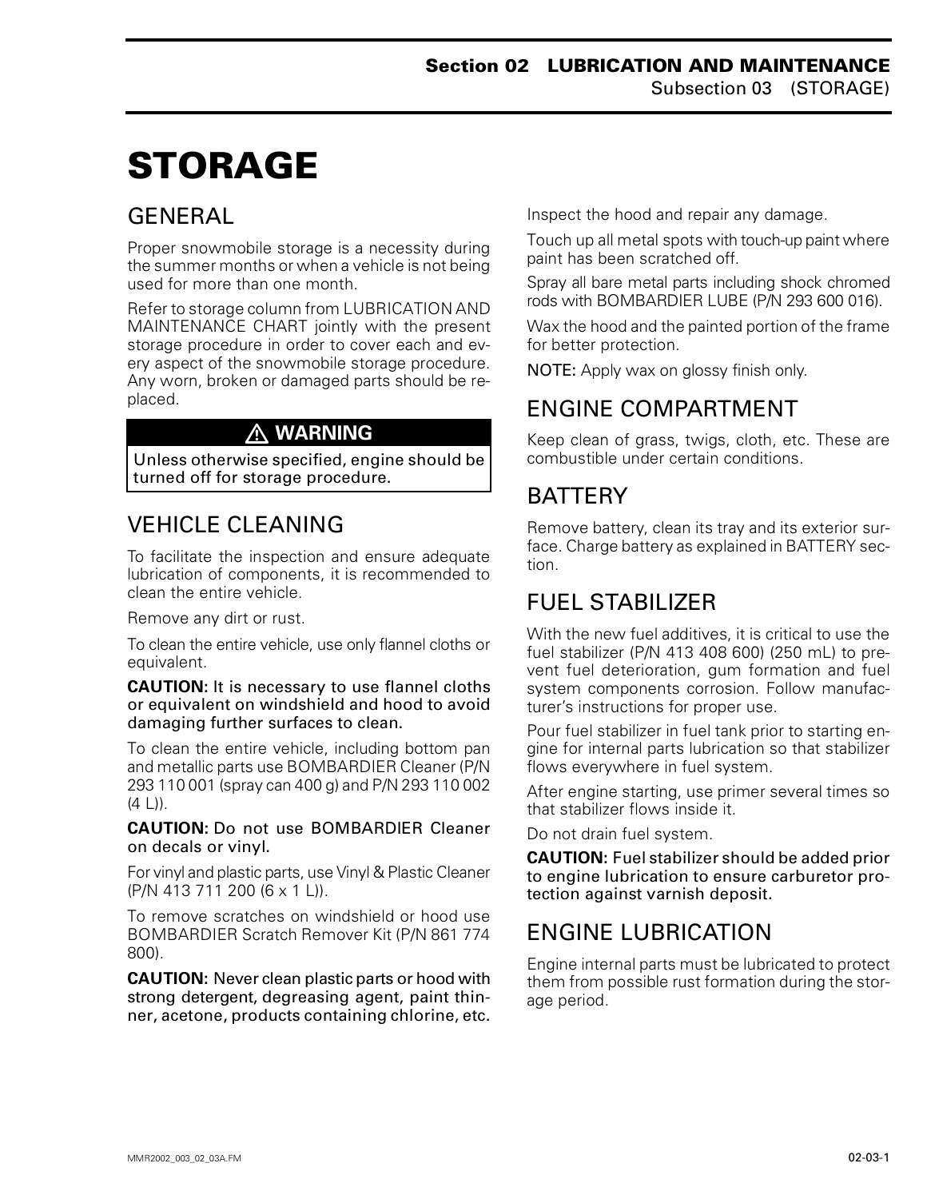# STORAGE

## GENERAL

Proper snowmobile storage is a necessity during the summer months or when a vehicle is not being used for more than one month.

Refer to storage column from LUBRICATION AND MAINTENANCE CHART jointly with the present storage procedure in order to cover each and every aspect of the snowmobile storage procedure. Any worn, broken or damaged parts should be replaced.

> ⚠ **WARNING**
>
> Unless otherwise specified, engine should be turned off for storage procedure.

## VEHICLE CLEANING

To facilitate the inspection and ensure adequate lubrication of components, it is recommended to clean the entire vehicle.

Remove any dirt or rust.

To clean the entire vehicle, use only flannel cloths or equivalent.

**CAUTION:** It is necessary to use flannel cloths or equivalent on windshield and hood to avoid damaging further surfaces to clean.

To clean the entire vehicle, including bottom pan and metallic parts use BOMBARDIER Cleaner (P/N 293 110 001 (spray can 400 g) and P/N 293 110 002 (4 L)).

**CAUTION:** Do not use BOMBARDIER Cleaner on decals or vinyl.

For vinyl and plastic parts, use Vinyl & Plastic Cleaner (P/N 413 711 200 (6 x 1 L)).

To remove scratches on windshield or hood use BOMBARDIER Scratch Remover Kit (P/N 861 774 800).

**CAUTION:** Never clean plastic parts or hood with strong detergent, degreasing agent, paint thinner, acetone, products containing chlorine, etc.

Inspect the hood and repair any damage.

Touch up all metal spots with touch-up paint where paint has been scratched off.

Spray all bare metal parts including shock chromed rods with BOMBARDIER LUBE (P/N 293 600 016).

Wax the hood and the painted portion of the frame for better protection.

**NOTE:** Apply wax on glossy finish only.

## ENGINE COMPARTMENT

Keep clean of grass, twigs, cloth, etc. These are combustible under certain conditions.

## BATTERY

Remove battery, clean its tray and its exterior surface. Charge battery as explained in BATTERY section.

## FUEL STABILIZER

With the new fuel additives, it is critical to use the fuel stabilizer (P/N 413 408 600) (250 mL) to prevent fuel deterioration, gum formation and fuel system components corrosion. Follow manufacturer's instructions for proper use.

Pour fuel stabilizer in fuel tank prior to starting engine for internal parts lubrication so that stabilizer flows everywhere in fuel system.

After engine starting, use primer several times so that stabilizer flows inside it.

Do not drain fuel system.

**CAUTION:** Fuel stabilizer should be added prior to engine lubrication to ensure carburetor protection against varnish deposit.

## ENGINE LUBRICATION

Engine internal parts must be lubricated to protect them from possible rust formation during the storage period.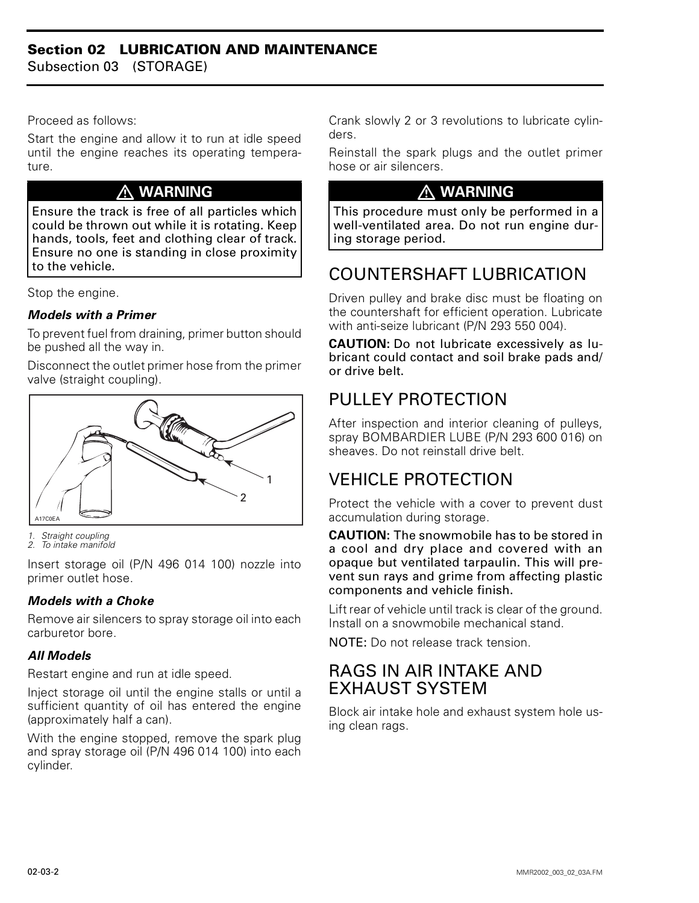Proceed as follows:

Start the engine and allow it to run at idle speed until the engine reaches its operating temperature.

**⚠ WARNING**

**Ensure the track is free of all particles which could be thrown out while it is rotating. Keep hands, tools, feet and clothing clear of track. Ensure no one is standing in close proximity to the vehicle.**

Stop the engine.

***Models with a Primer***

To prevent fuel from draining, primer button should be pushed all the way in.

Disconnect the outlet primer hose from the primer valve (straight coupling).

*1. Straight coupling*
*2. To intake manifold*

Insert storage oil (P/N 496 014 100) nozzle into primer outlet hose.

***Models with a Choke***

Remove air silencers to spray storage oil into each carburetor bore.

***All Models***

Restart engine and run at idle speed.

Inject storage oil until the engine stalls or until a sufficient quantity of oil has entered the engine (approximately half a can).

With the engine stopped, remove the spark plug and spray storage oil (P/N 496 014 100) into each cylinder.

Crank slowly 2 or 3 revolutions to lubricate cylinders.

Reinstall the spark plugs and the outlet primer hose or air silencers.

**⚠ WARNING**

**This procedure must only be performed in a well-ventilated area. Do not run engine during storage period.**

## COUNTERSHAFT LUBRICATION

Driven pulley and brake disc must be floating on the countershaft for efficient operation. Lubricate with anti-seize lubricant (P/N 293 550 004).

**CAUTION: Do not lubricate excessively as lubricant could contact and soil brake pads and/or drive belt.**

## PULLEY PROTECTION

After inspection and interior cleaning of pulleys, spray BOMBARDIER LUBE (P/N 293 600 016) on sheaves. Do not reinstall drive belt.

## VEHICLE PROTECTION

Protect the vehicle with a cover to prevent dust accumulation during storage.

**CAUTION: The snowmobile has to be stored in a cool and dry place and covered with an opaque but ventilated tarpaulin. This will prevent sun rays and grime from affecting plastic components and vehicle finish.**

Lift rear of vehicle until track is clear of the ground. Install on a snowmobile mechanical stand.

**NOTE:** Do not release track tension.

## RAGS IN AIR INTAKE AND EXHAUST SYSTEM

Block air intake hole and exhaust system hole using clean rags.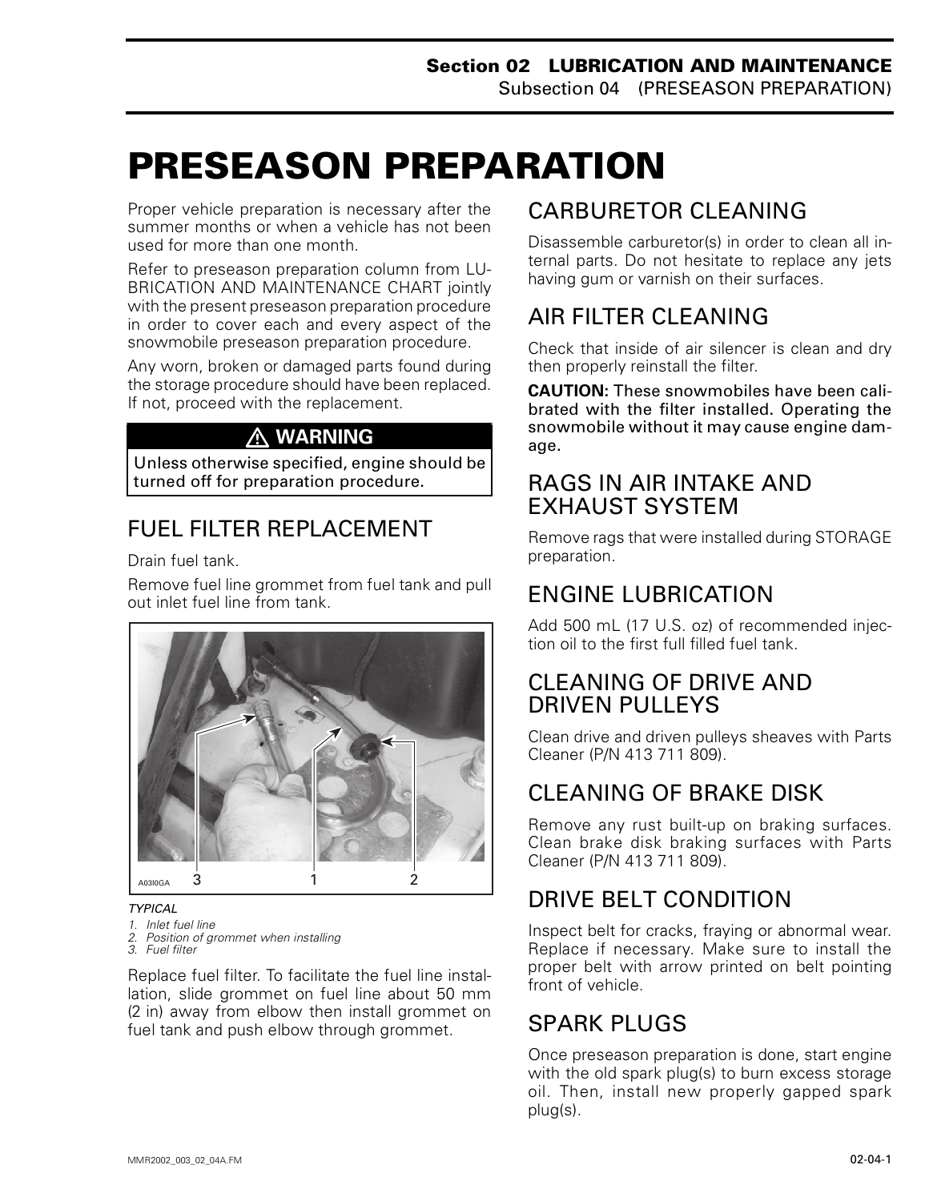# PRESEASON PREPARATION

Proper vehicle preparation is necessary after the summer months or when a vehicle has not been used for more than one month.

Refer to preseason preparation column from LUBRICATION AND MAINTENANCE CHART jointly with the present preseason preparation procedure in order to cover each and every aspect of the snowmobile preseason preparation procedure.

Any worn, broken or damaged parts found during the storage procedure should have been replaced. If not, proceed with the replacement.

> ⚠ **WARNING**
>
> Unless otherwise specified, engine should be turned off for preparation procedure.

## FUEL FILTER REPLACEMENT

Drain fuel tank.

Remove fuel line grommet from fuel tank and pull out inlet fuel line from tank.

A03I0GA 3 1 2

*TYPICAL*

1. *Inlet fuel line*
2. *Position of grommet when installing*
3. *Fuel filter*

Replace fuel filter. To facilitate the fuel line installation, slide grommet on fuel line about 50 mm (2 in) away from elbow then install grommet on fuel tank and push elbow through grommet.

## CARBURETOR CLEANING

Disassemble carburetor(s) in order to clean all internal parts. Do not hesitate to replace any jets having gum or varnish on their surfaces.

## AIR FILTER CLEANING

Check that inside of air silencer is clean and dry then properly reinstall the filter.

**CAUTION: These snowmobiles have been calibrated with the filter installed. Operating the snowmobile without it may cause engine damage.**

## RAGS IN AIR INTAKE AND EXHAUST SYSTEM

Remove rags that were installed during STORAGE preparation.

## ENGINE LUBRICATION

Add 500 mL (17 U.S. oz) of recommended injection oil to the first full filled fuel tank.

## CLEANING OF DRIVE AND DRIVEN PULLEYS

Clean drive and driven pulleys sheaves with Parts Cleaner (P/N 413 711 809).

## CLEANING OF BRAKE DISK

Remove any rust built-up on braking surfaces. Clean brake disk braking surfaces with Parts Cleaner (P/N 413 711 809).

## DRIVE BELT CONDITION

Inspect belt for cracks, fraying or abnormal wear. Replace if necessary. Make sure to install the proper belt with arrow printed on belt pointing front of vehicle.

## SPARK PLUGS

Once preseason preparation is done, start engine with the old spark plug(s) to burn excess storage oil. Then, install new properly gapped spark plug(s).